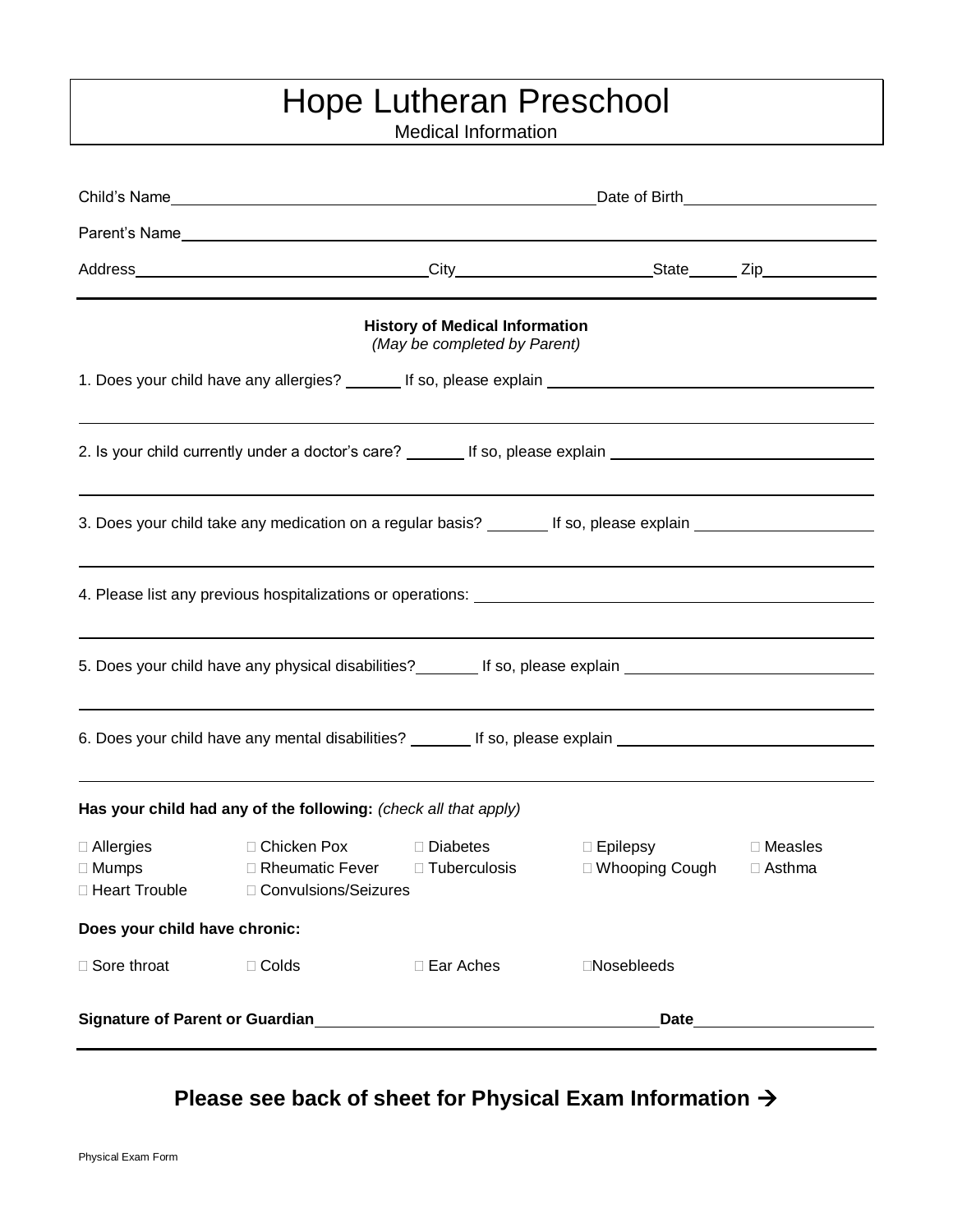# Hope Lutheran Preschool

Medical Information

Child's Name________________________________________________ Date of Birth____________________

Parent's Name______________________________________________________________________________

Address________________________________ City______________________ State_____ Zip____________

**History of Medical Information**

*(May be completed by Parent)*

1. Does your child have any allergies? ______ If so, please explain ____________________________________

_______________________________________________________________________________________

2. Is your child currently under a doctor's care? ______ If so, please explain ___________________________

_______________________________________________________________________________________

3. Does your child take any medication on a regular basis? ______ If so, please explain __________________

_______________________________________________________________________________________

4. Please list any previous hospitalizations or operations: ____________________________________________

_______________________________________________________________________________________

5. Does your child have any physical disabilities?______ If so, please explain __________________________

_______________________________________________________________________________________

6. Does your child have any mental disabilities? ______ If so, please explain ___________________________

_______________________________________________________________________________________

**Has your child had any of the following:** *(check all that apply)*

| | | | | |
|---|---|---|---|---|
| □ Allergies | □ Chicken Pox | □ Diabetes | □ Epilepsy | □ Measles |
| □ Mumps | □ Rheumatic Fever | □ Tuberculosis | □ Whooping Cough | □ Asthma |
| □ Heart Trouble | □ Convulsions/Seizures | | | |

**Does your child have chronic:**

| | | | |
|---|---|---|---|
| □ Sore throat | □ Colds | □ Ear Aches | □Nosebleeds |

**Signature of Parent or Guardian**_______________________________________ **Date**____________________

## Please see back of sheet for Physical Exam Information →

Physical Exam Form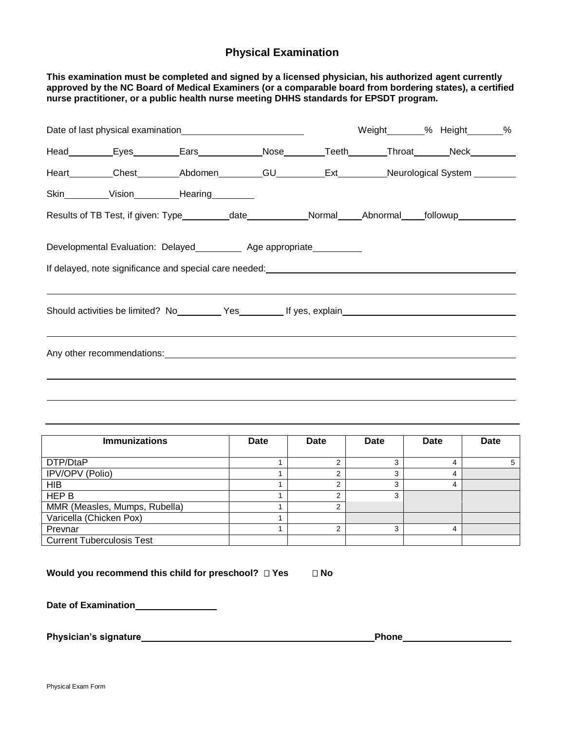# Physical Examination

**This examination must be completed and signed by a licensed physician, his authorized agent currently approved by the NC Board of Medical Examiners (or a comparable board from bordering states), a certified nurse practitioner, or a public health nurse meeting DHHS standards for EPSDT program.**

Date of last physical examination________________________ Weight_______% Height_______%

Head_________Eyes_________Ears____________Nose________Teeth________Throat_______Neck_________

Heart_________Chest_________Abdomen_________GU_________Ext_________Neurological System ________

Skin_________Vision_________Hearing________

Results of TB Test, if given: Type_________date____________Normal_____Abnormal____followup___________

Developmental Evaluation: Delayed_________ Age appropriate_________

If delayed, note significance and special care needed:_______________________________________________

_______________________________________________________________________________

Should activities be limited? No_________ Yes_________ If yes, explain_________________________________

_______________________________________________________________________________

Any other recommendations:_____________________________________________________________

_______________________________________________________________________________

_______________________________________________________________________________

| Immunizations | Date | Date | Date | Date | Date |
|---|---|---|---|---|---|
| DTP/DtaP | 1 | 2 | 3 | 4 | 5 |
| IPV/OPV (Polio) | 1 | 2 | 3 | 4 | |
| HIB | 1 | 2 | 3 | 4 | |
| HEP B | 1 | 2 | 3 | | |
| MMR (Measles, Mumps, Rubella) | 1 | 2 | | | |
| Varicella (Chicken Pox) | 1 | | | | |
| Prevnar | 1 | 2 | 3 | 4 | |
| Current Tuberculosis Test | | | | | |

**Would you recommend this child for preschool? ☐ Yes ☐ No**

**Date of Examination________________**

**Physician's signature______________________________________________Phone____________________**

Physical Exam Form